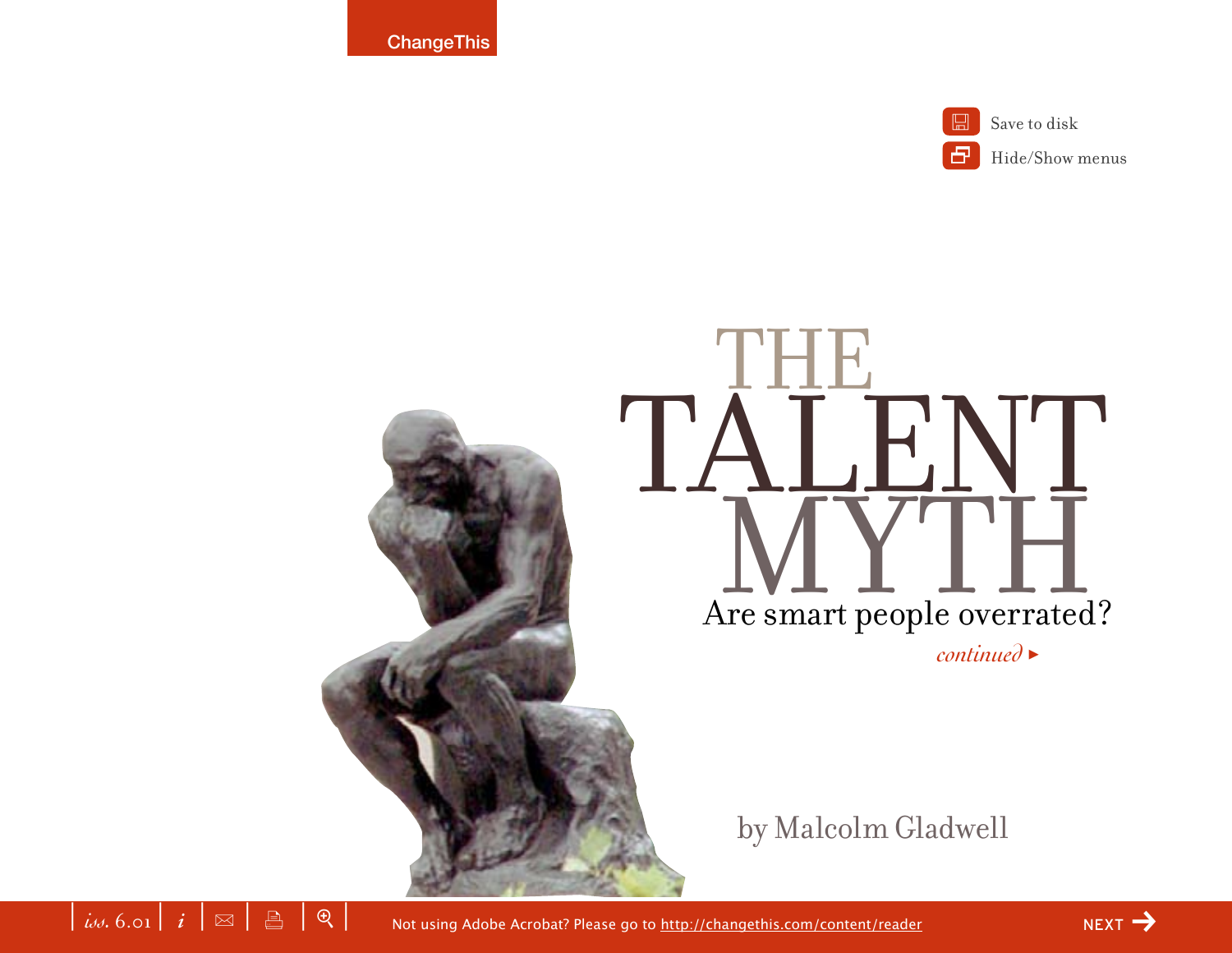# THE TALENT MYTH

## Are smart people overrated?

*continued* ▸

by Malcolm Gladwell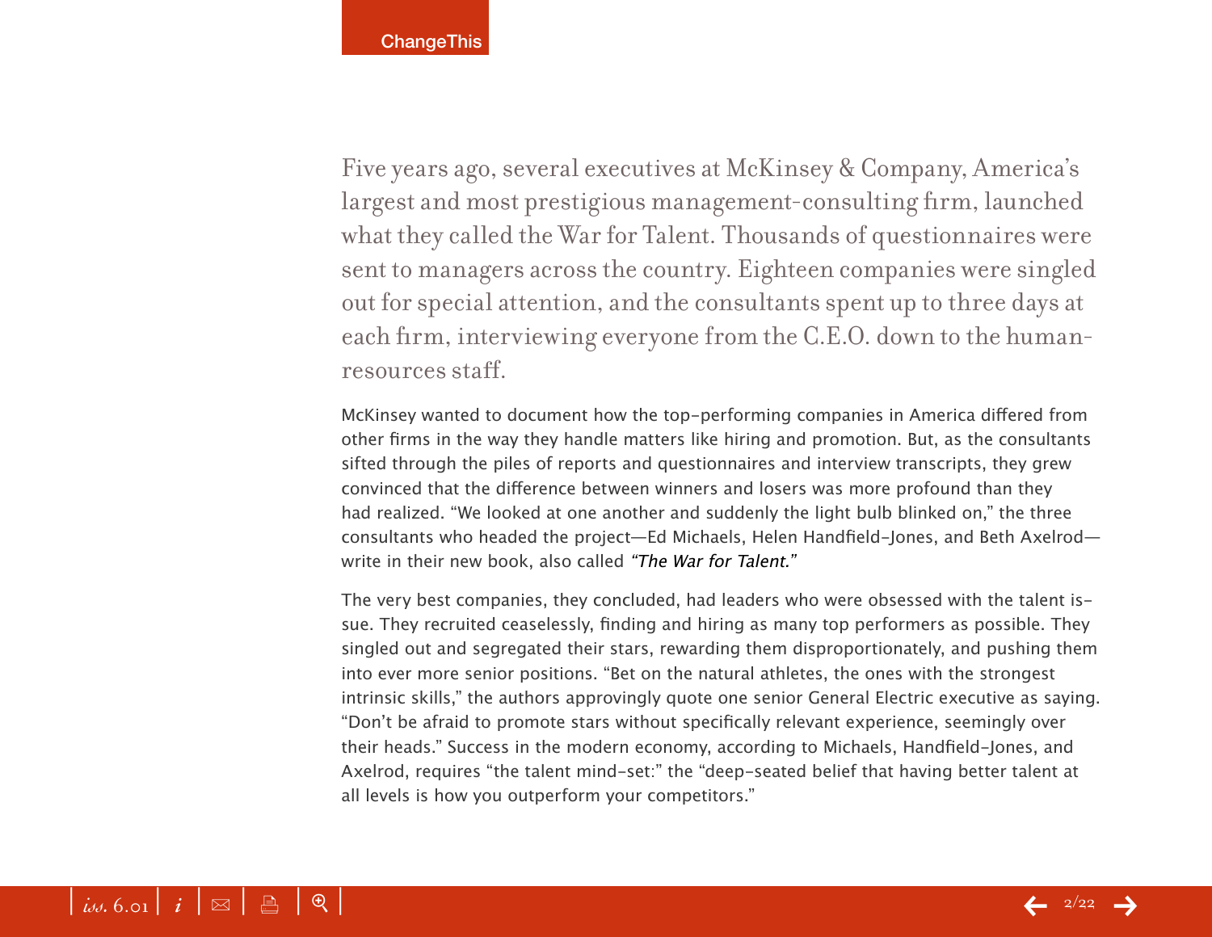Five years ago, several executives at McKinsey & Company, America's largest and most prestigious management-consulting firm, launched what they called the War for Talent. Thousands of questionnaires were sent to managers across the country. Eighteen companies were singled out for special attention, and the consultants spent up to three days at each firm, interviewing everyone from the C.E.O. down to the human-resources staff.

McKinsey wanted to document how the top-performing companies in America differed from other firms in the way they handle matters like hiring and promotion. But, as the consultants sifted through the piles of reports and questionnaires and interview transcripts, they grew convinced that the difference between winners and losers was more profound than they had realized. "We looked at one another and suddenly the light bulb blinked on," the three consultants who headed the project—Ed Michaels, Helen Handfield-Jones, and Beth Axelrod—write in their new book, also called *"The War for Talent."*

The very best companies, they concluded, had leaders who were obsessed with the talent issue. They recruited ceaselessly, finding and hiring as many top performers as possible. They singled out and segregated their stars, rewarding them disproportionately, and pushing them into ever more senior positions. "Bet on the natural athletes, the ones with the strongest intrinsic skills," the authors approvingly quote one senior General Electric executive as saying. "Don't be afraid to promote stars without specifically relevant experience, seemingly over their heads." Success in the modern economy, according to Michaels, Handfield-Jones, and Axelrod, requires "the talent mind-set:" the "deep-seated belief that having better talent at all levels is how you outperform your competitors."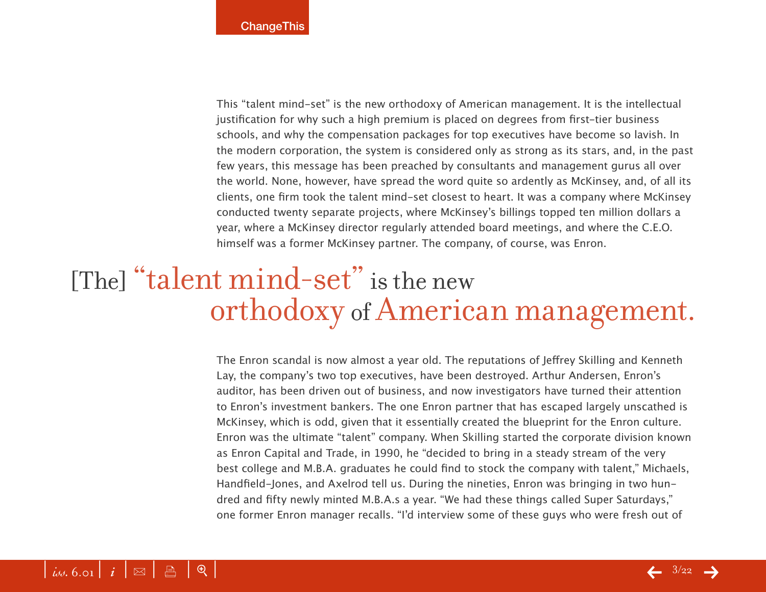This "talent mind-set" is the new orthodoxy of American management. It is the intellectual justification for why such a high premium is placed on degrees from first-tier business schools, and why the compensation packages for top executives have become so lavish. In the modern corporation, the system is considered only as strong as its stars, and, in the past few years, this message has been preached by consultants and management gurus all over the world. None, however, have spread the word quite so ardently as McKinsey, and, of all its clients, one firm took the talent mind-set closest to heart. It was a company where McKinsey conducted twenty separate projects, where McKinsey's billings topped ten million dollars a year, where a McKinsey director regularly attended board meetings, and where the C.E.O. himself was a former McKinsey partner. The company, of course, was Enron.

> [The] "talent mind-set" is the new orthodoxy of American management.

The Enron scandal is now almost a year old. The reputations of Jeffrey Skilling and Kenneth Lay, the company's two top executives, have been destroyed. Arthur Andersen, Enron's auditor, has been driven out of business, and now investigators have turned their attention to Enron's investment bankers. The one Enron partner that has escaped largely unscathed is McKinsey, which is odd, given that it essentially created the blueprint for the Enron culture. Enron was the ultimate "talent" company. When Skilling started the corporate division known as Enron Capital and Trade, in 1990, he "decided to bring in a steady stream of the very best college and M.B.A. graduates he could find to stock the company with talent," Michaels, Handfield-Jones, and Axelrod tell us. During the nineties, Enron was bringing in two hundred and fifty newly minted M.B.A.s a year. "We had these things called Super Saturdays," one former Enron manager recalls. "I'd interview some of these guys who were fresh out of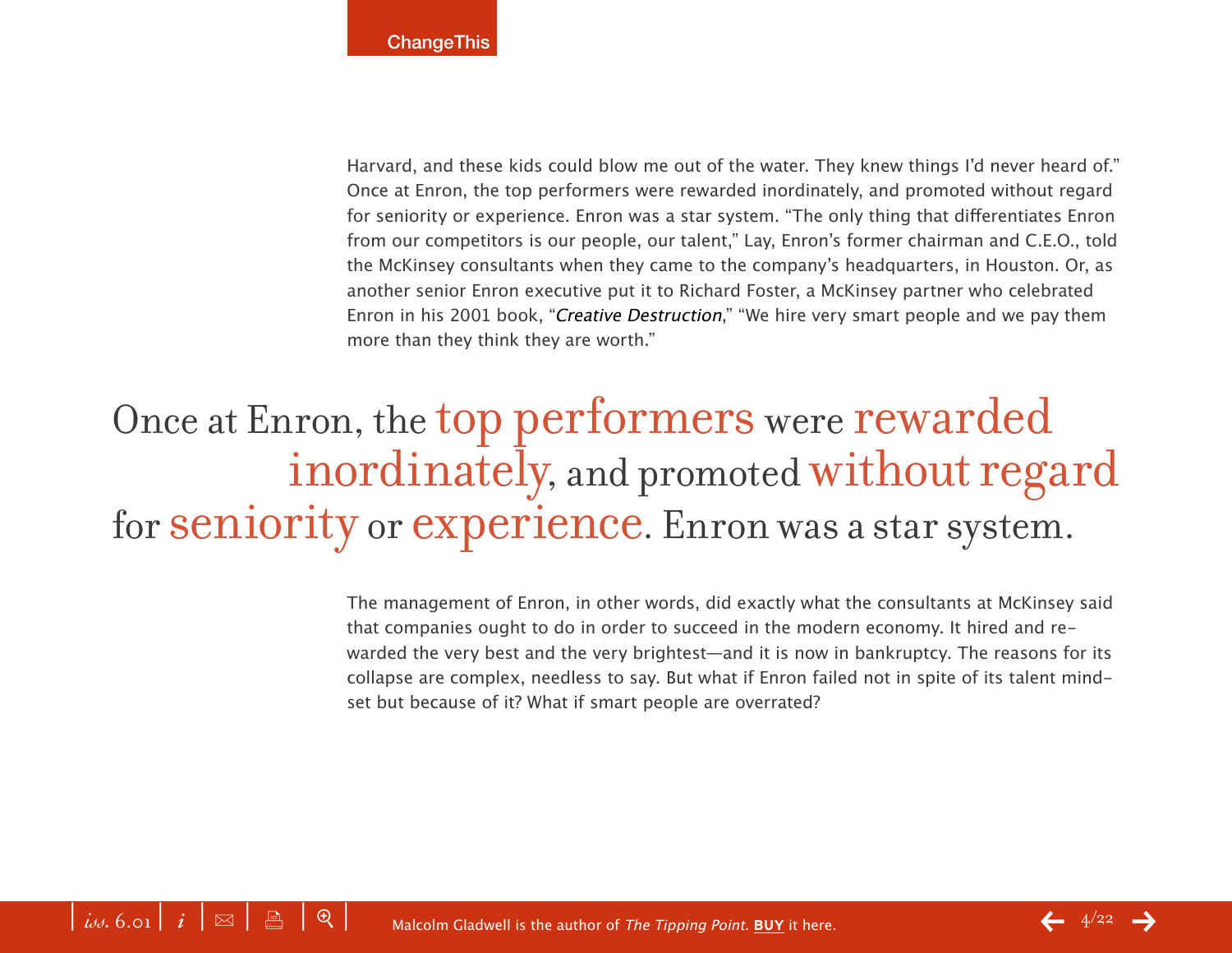Harvard, and these kids could blow me out of the water. They knew things I'd never heard of." Once at Enron, the top performers were rewarded inordinately, and promoted without regard for seniority or experience. Enron was a star system. "The only thing that differentiates Enron from our competitors is our people, our talent," Lay, Enron's former chairman and C.E.O., told the McKinsey consultants when they came to the company's headquarters, in Houston. Or, as another senior Enron executive put it to Richard Foster, a McKinsey partner who celebrated Enron in his 2001 book, "*Creative Destruction*," "We hire very smart people and we pay them more than they think they are worth."

> Once at Enron, the top performers were rewarded inordinately, and promoted without regard for seniority or experience. Enron was a star system.

The management of Enron, in other words, did exactly what the consultants at McKinsey said that companies ought to do in order to succeed in the modern economy. It hired and rewarded the very best and the very brightest—and it is now in bankruptcy. The reasons for its collapse are complex, needless to say. But what if Enron failed not in spite of its talent mindset but because of it? What if smart people are overrated?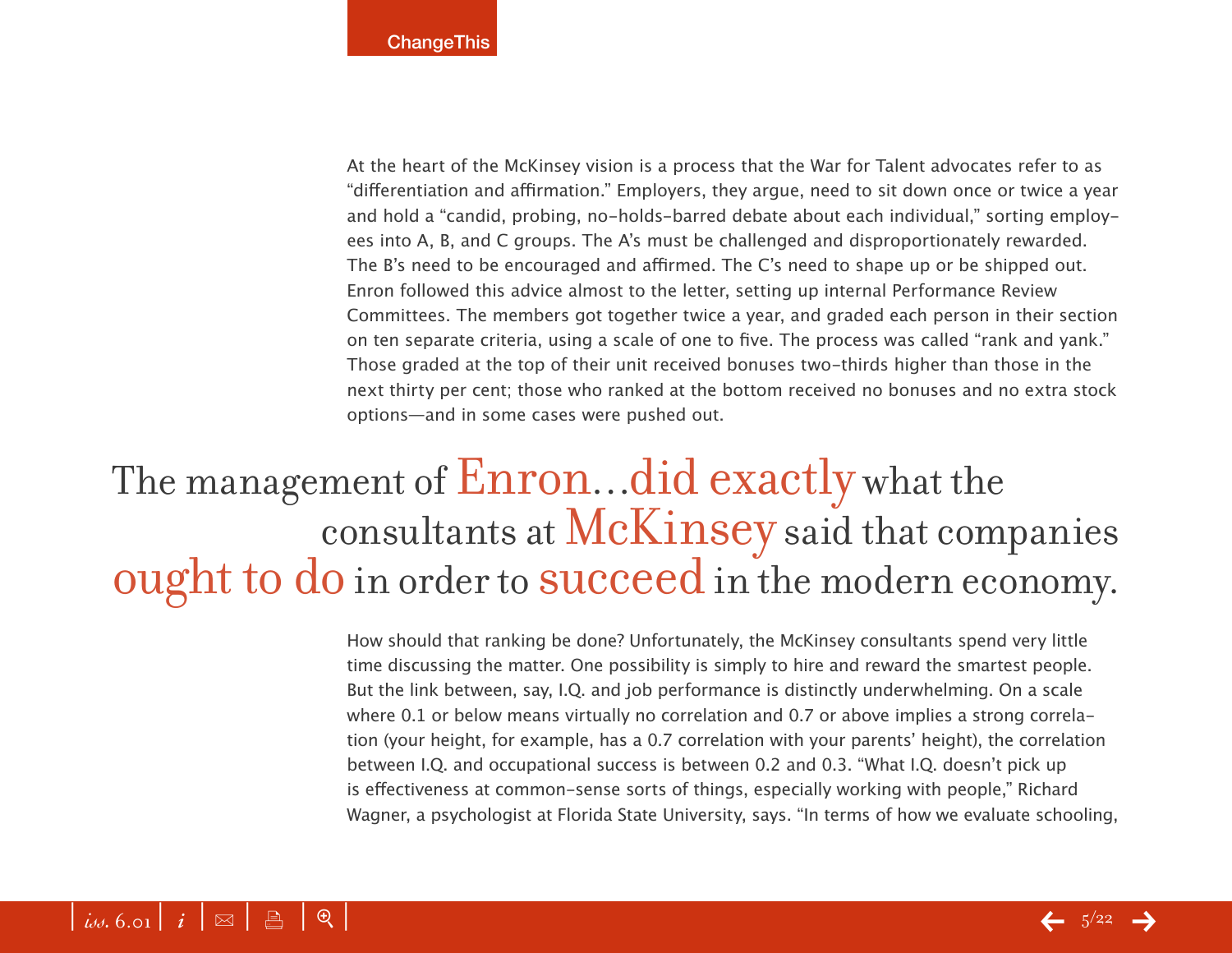At the heart of the McKinsey vision is a process that the War for Talent advocates refer to as "differentiation and affirmation." Employers, they argue, need to sit down once or twice a year and hold a "candid, probing, no-holds-barred debate about each individual," sorting employees into A, B, and C groups. The A's must be challenged and disproportionately rewarded. The B's need to be encouraged and affirmed. The C's need to shape up or be shipped out. Enron followed this advice almost to the letter, setting up internal Performance Review Committees. The members got together twice a year, and graded each person in their section on ten separate criteria, using a scale of one to five. The process was called "rank and yank." Those graded at the top of their unit received bonuses two-thirds higher than those in the next thirty per cent; those who ranked at the bottom received no bonuses and no extra stock options—and in some cases were pushed out.

> The management of Enron…did exactly what the consultants at McKinsey said that companies ought to do in order to succeed in the modern economy.

How should that ranking be done? Unfortunately, the McKinsey consultants spend very little time discussing the matter. One possibility is simply to hire and reward the smartest people. But the link between, say, I.Q. and job performance is distinctly underwhelming. On a scale where 0.1 or below means virtually no correlation and 0.7 or above implies a strong correlation (your height, for example, has a 0.7 correlation with your parents' height), the correlation between I.Q. and occupational success is between 0.2 and 0.3. "What I.Q. doesn't pick up is effectiveness at common-sense sorts of things, especially working with people," Richard Wagner, a psychologist at Florida State University, says. "In terms of how we evaluate schooling,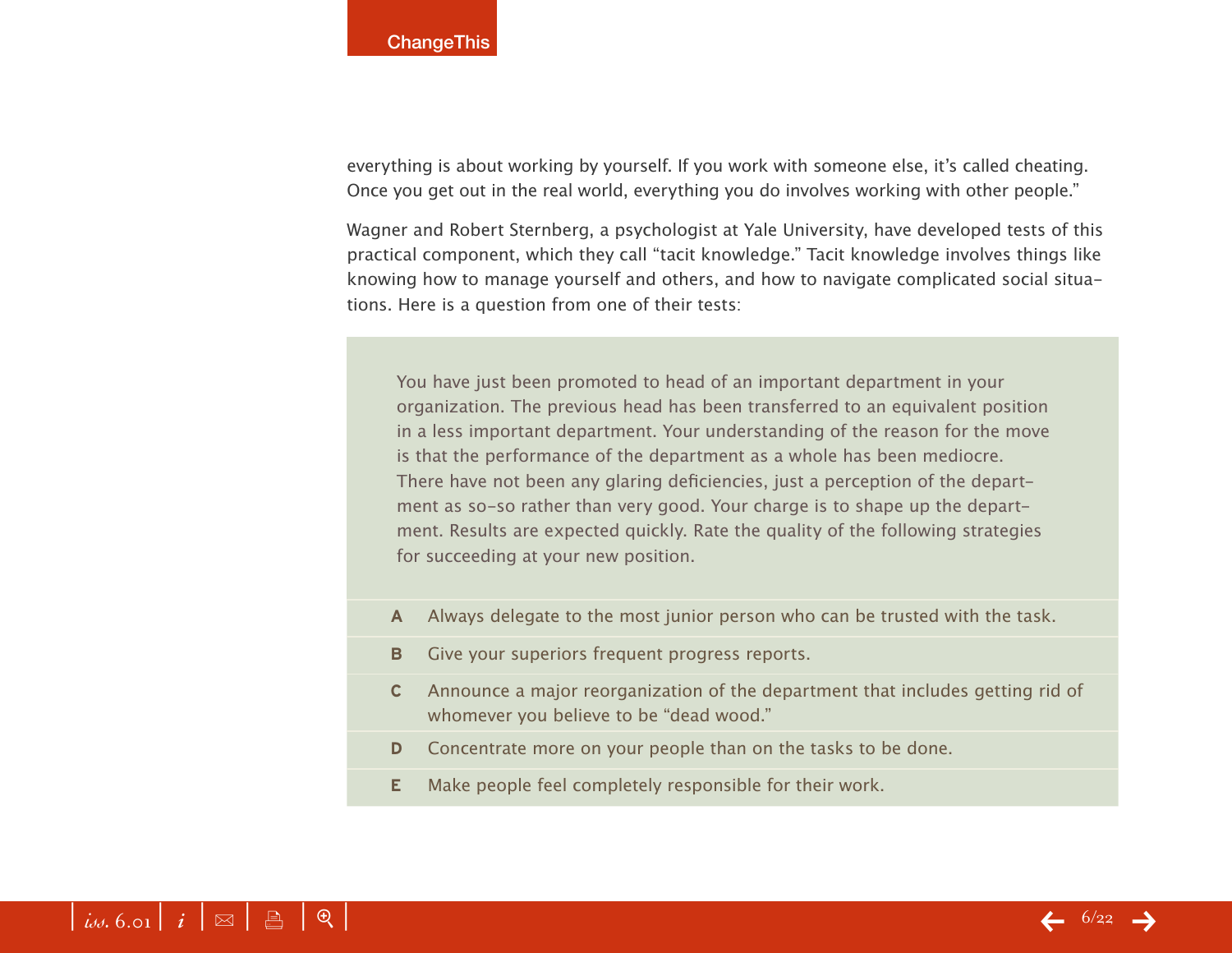everything is about working by yourself. If you work with someone else, it's called cheating. Once you get out in the real world, everything you do involves working with other people."

Wagner and Robert Sternberg, a psychologist at Yale University, have developed tests of this practical component, which they call "tacit knowledge." Tacit knowledge involves things like knowing how to manage yourself and others, and how to navigate complicated social situations. Here is a question from one of their tests:

> You have just been promoted to head of an important department in your organization. The previous head has been transferred to an equivalent position in a less important department. Your understanding of the reason for the move is that the performance of the department as a whole has been mediocre. There have not been any glaring deficiencies, just a perception of the department as so-so rather than very good. Your charge is to shape up the department. Results are expected quickly. Rate the quality of the following strategies for succeeding at your new position.
>
> **A** Always delegate to the most junior person who can be trusted with the task.
>
> **B** Give your superiors frequent progress reports.
>
> **C** Announce a major reorganization of the department that includes getting rid of whomever you believe to be "dead wood."
>
> **D** Concentrate more on your people than on the tasks to be done.
>
> **E** Make people feel completely responsible for their work.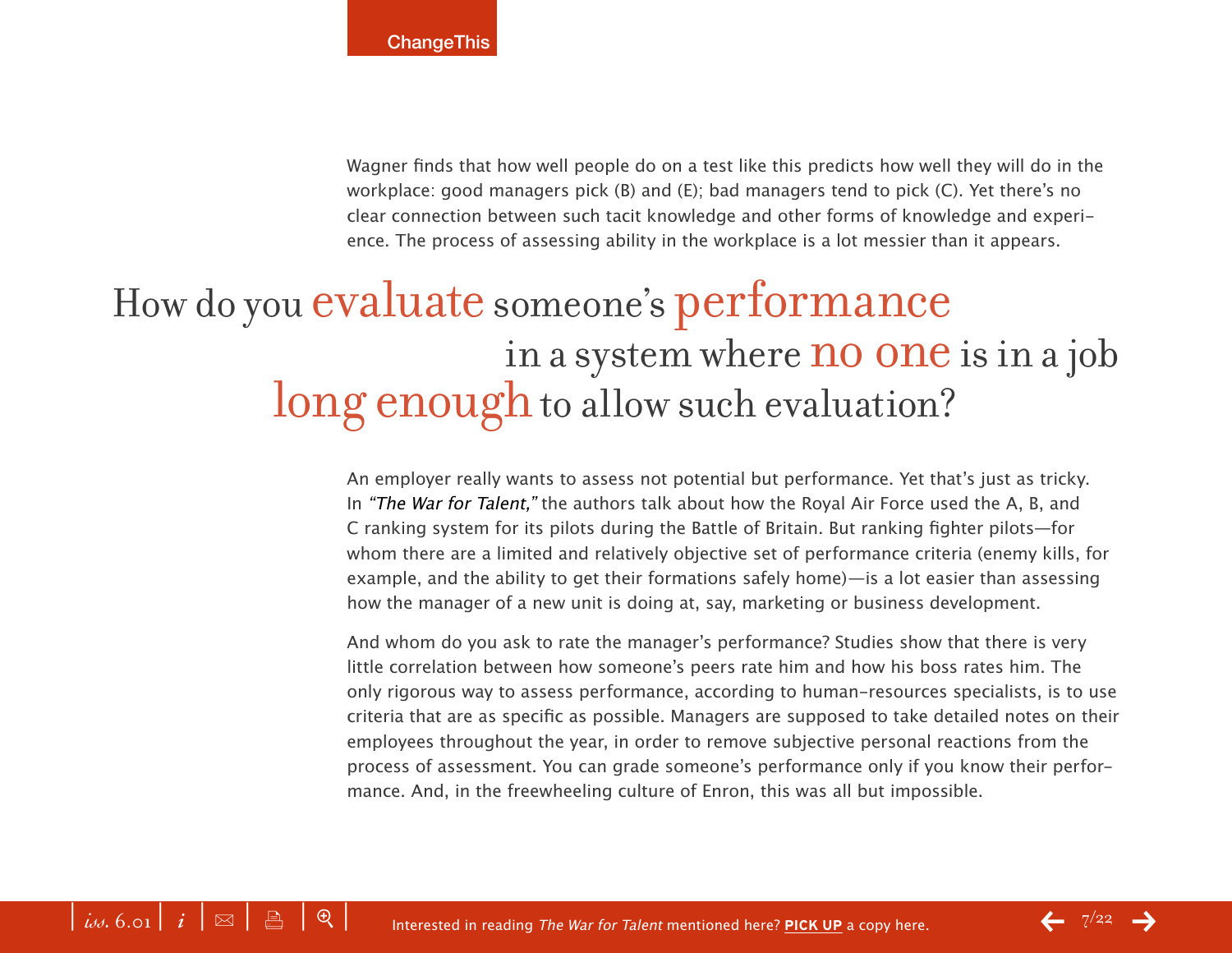Wagner finds that how well people do on a test like this predicts how well they will do in the workplace: good managers pick (B) and (E); bad managers tend to pick (C). Yet there's no clear connection between such tacit knowledge and other forms of knowledge and experience. The process of assessing ability in the workplace is a lot messier than it appears.

> How do you evaluate someone's performance in a system where no one is in a job long enough to allow such evaluation?

An employer really wants to assess not potential but performance. Yet that's just as tricky. In *"The War for Talent,"* the authors talk about how the Royal Air Force used the A, B, and C ranking system for its pilots during the Battle of Britain. But ranking fighter pilots—for whom there are a limited and relatively objective set of performance criteria (enemy kills, for example, and the ability to get their formations safely home)—is a lot easier than assessing how the manager of a new unit is doing at, say, marketing or business development.

And whom do you ask to rate the manager's performance? Studies show that there is very little correlation between how someone's peers rate him and how his boss rates him. The only rigorous way to assess performance, according to human-resources specialists, is to use criteria that are as specific as possible. Managers are supposed to take detailed notes on their employees throughout the year, in order to remove subjective personal reactions from the process of assessment. You can grade someone's performance only if you know their performance. And, in the freewheeling culture of Enron, this was all but impossible.

Interested in reading *The War for Talent* mentioned here? **PICK UP** a copy here.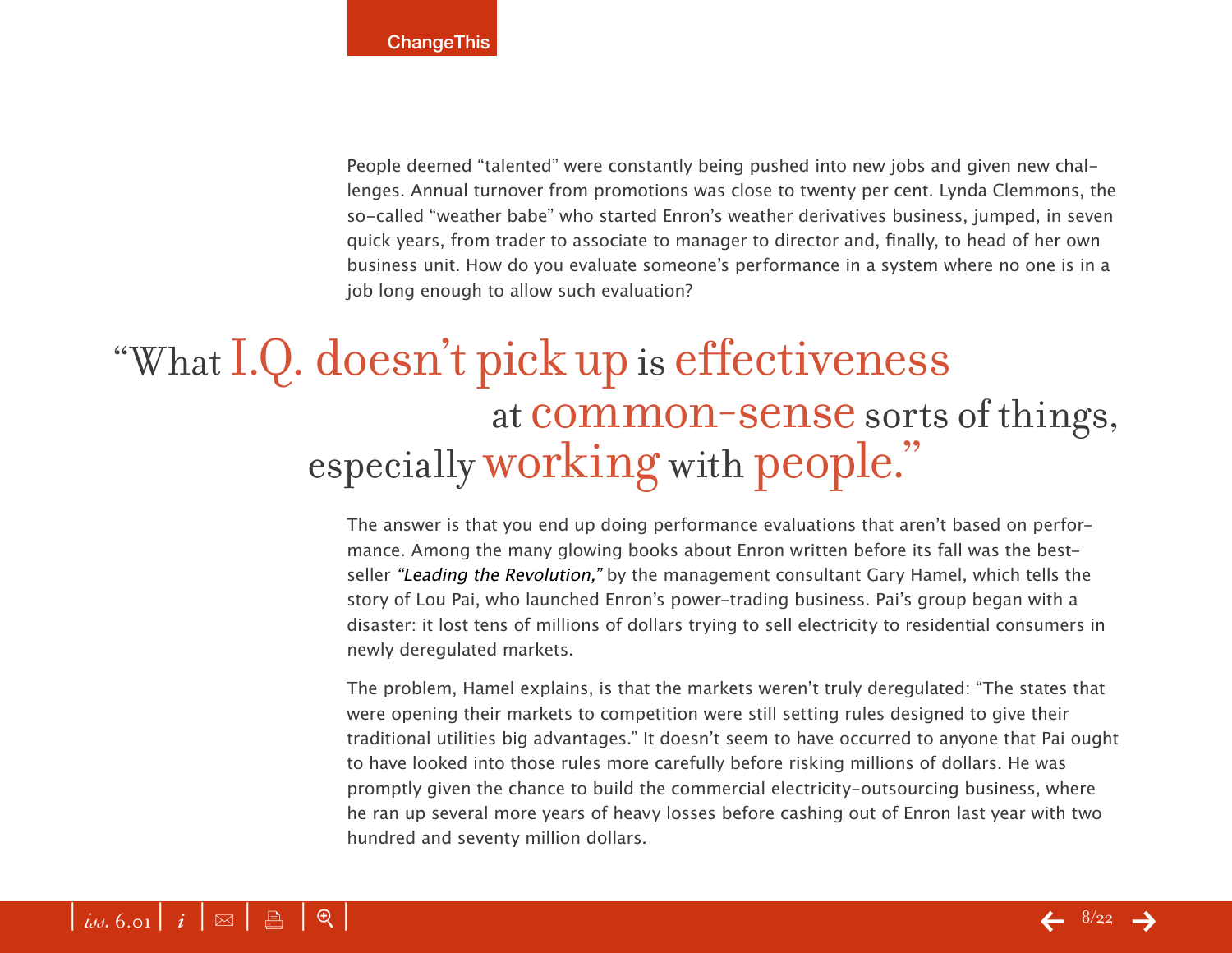People deemed "talented" were constantly being pushed into new jobs and given new challenges. Annual turnover from promotions was close to twenty per cent. Lynda Clemmons, the so-called "weather babe" who started Enron's weather derivatives business, jumped, in seven quick years, from trader to associate to manager to director and, finally, to head of her own business unit. How do you evaluate someone's performance in a system where no one is in a job long enough to allow such evaluation?

> "What I.Q. doesn't pick up is effectiveness at common-sense sorts of things, especially working with people."

The answer is that you end up doing performance evaluations that aren't based on performance. Among the many glowing books about Enron written before its fall was the best-seller *"Leading the Revolution,"* by the management consultant Gary Hamel, which tells the story of Lou Pai, who launched Enron's power-trading business. Pai's group began with a disaster: it lost tens of millions of dollars trying to sell electricity to residential consumers in newly deregulated markets.

The problem, Hamel explains, is that the markets weren't truly deregulated: "The states that were opening their markets to competition were still setting rules designed to give their traditional utilities big advantages." It doesn't seem to have occurred to anyone that Pai ought to have looked into those rules more carefully before risking millions of dollars. He was promptly given the chance to build the commercial electricity-outsourcing business, where he ran up several more years of heavy losses before cashing out of Enron last year with two hundred and seventy million dollars.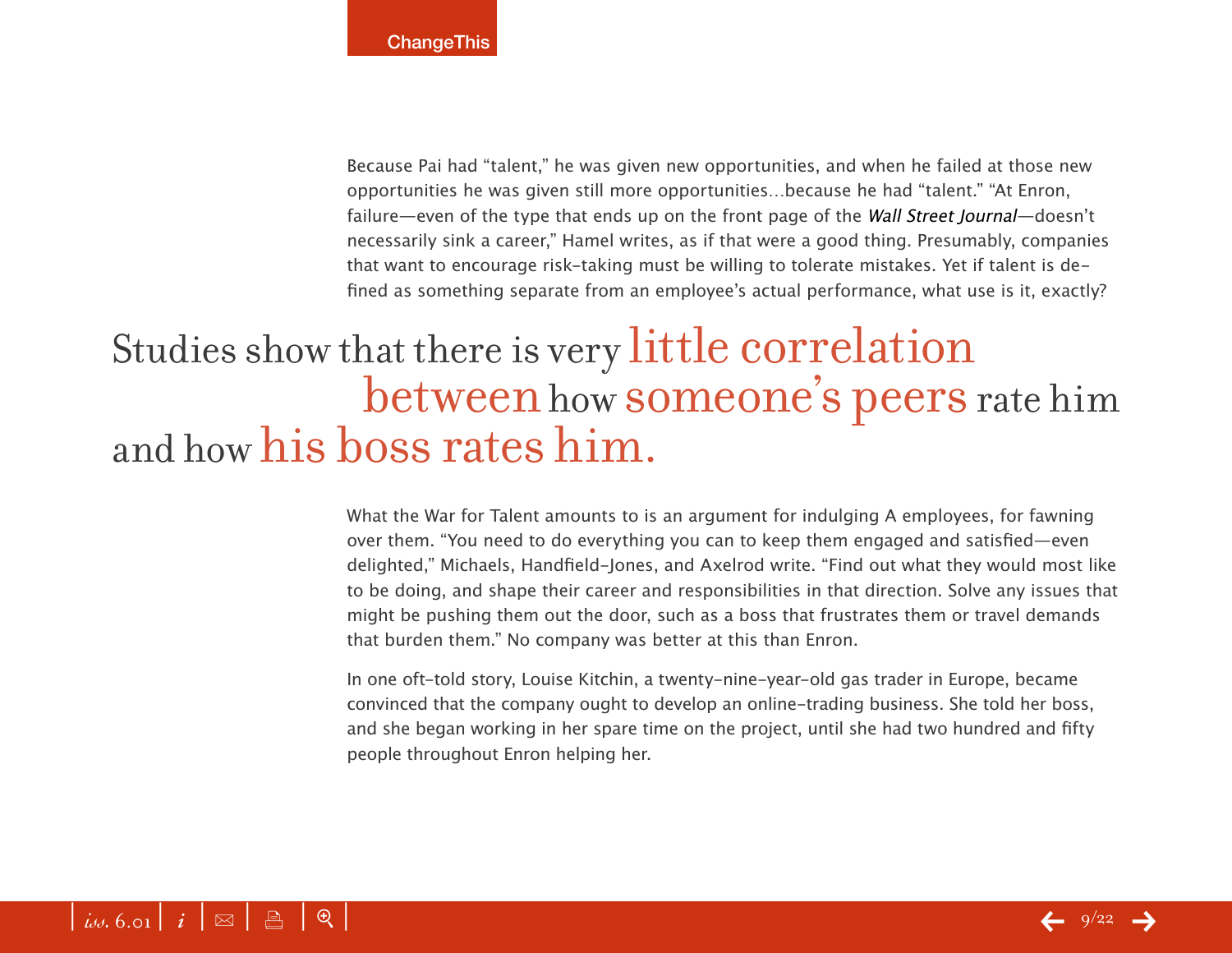Because Pai had "talent," he was given new opportunities, and when he failed at those new opportunities he was given still more opportunities…because he had "talent." "At Enron, failure—even of the type that ends up on the front page of the *Wall Street Journal*—doesn't necessarily sink a career," Hamel writes, as if that were a good thing. Presumably, companies that want to encourage risk-taking must be willing to tolerate mistakes. Yet if talent is defined as something separate from an employee's actual performance, what use is it, exactly?

> Studies show that there is very **little correlation between** how **someone's peers** rate him and how **his boss rates him.**

What the War for Talent amounts to is an argument for indulging A employees, for fawning over them. "You need to do everything you can to keep them engaged and satisfied—even delighted," Michaels, Handfield-Jones, and Axelrod write. "Find out what they would most like to be doing, and shape their career and responsibilities in that direction. Solve any issues that might be pushing them out the door, such as a boss that frustrates them or travel demands that burden them." No company was better at this than Enron.

In one oft-told story, Louise Kitchin, a twenty-nine-year-old gas trader in Europe, became convinced that the company ought to develop an online-trading business. She told her boss, and she began working in her spare time on the project, until she had two hundred and fifty people throughout Enron helping her.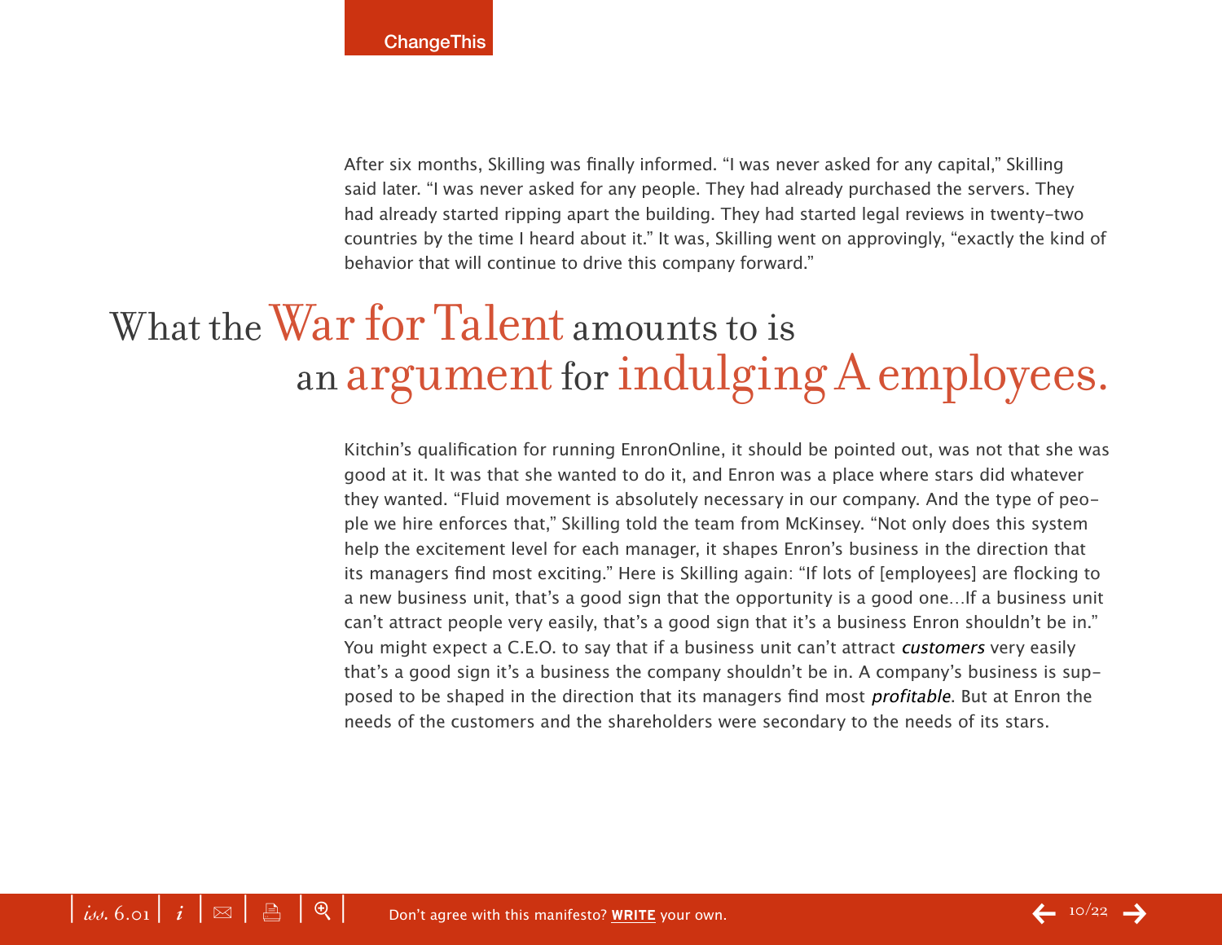After six months, Skilling was finally informed. “I was never asked for any capital,” Skilling said later. “I was never asked for any people. They had already purchased the servers. They had already started ripping apart the building. They had started legal reviews in twenty-two countries by the time I heard about it.” It was, Skilling went on approvingly, “exactly the kind of behavior that will continue to drive this company forward.”

## What the War for Talent amounts to is an argument for indulging A employees.

Kitchin’s qualification for running EnronOnline, it should be pointed out, was not that she was good at it. It was that she wanted to do it, and Enron was a place where stars did whatever they wanted. “Fluid movement is absolutely necessary in our company. And the type of people we hire enforces that,” Skilling told the team from McKinsey. “Not only does this system help the excitement level for each manager, it shapes Enron’s business in the direction that its managers find most exciting.” Here is Skilling again: “If lots of [employees] are flocking to a new business unit, that’s a good sign that the opportunity is a good one…If a business unit can’t attract people very easily, that’s a good sign that it’s a business Enron shouldn’t be in.” You might expect a C.E.O. to say that if a business unit can’t attract *customers* very easily that’s a good sign it’s a business the company shouldn’t be in. A company’s business is supposed to be shaped in the direction that its managers find most *profitable*. But at Enron the needs of the customers and the shareholders were secondary to the needs of its stars.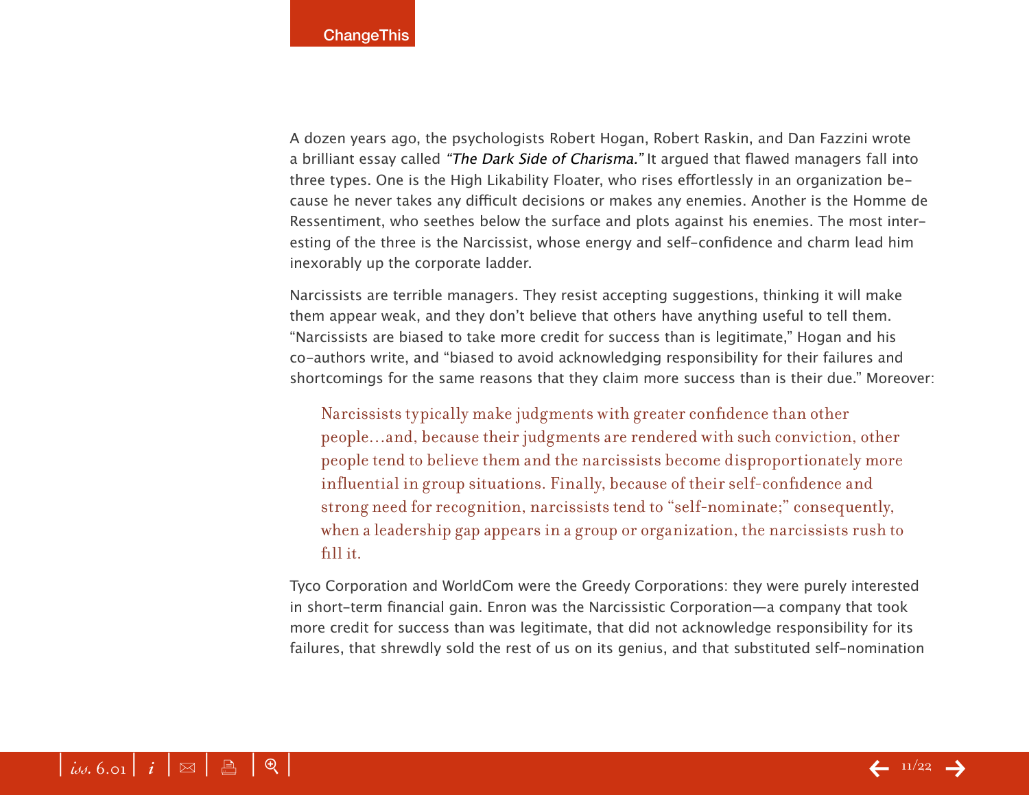A dozen years ago, the psychologists Robert Hogan, Robert Raskin, and Dan Fazzini wrote a brilliant essay called *"The Dark Side of Charisma."* It argued that flawed managers fall into three types. One is the High Likability Floater, who rises effortlessly in an organization because he never takes any difficult decisions or makes any enemies. Another is the Homme de Ressentiment, who seethes below the surface and plots against his enemies. The most interesting of the three is the Narcissist, whose energy and self-confidence and charm lead him inexorably up the corporate ladder.

Narcissists are terrible managers. They resist accepting suggestions, thinking it will make them appear weak, and they don't believe that others have anything useful to tell them. "Narcissists are biased to take more credit for success than is legitimate," Hogan and his co-authors write, and "biased to avoid acknowledging responsibility for their failures and shortcomings for the same reasons that they claim more success than is their due." Moreover:

> Narcissists typically make judgments with greater confidence than other people…and, because their judgments are rendered with such conviction, other people tend to believe them and the narcissists become disproportionately more influential in group situations. Finally, because of their self-confidence and strong need for recognition, narcissists tend to "self-nominate;" consequently, when a leadership gap appears in a group or organization, the narcissists rush to fill it.

Tyco Corporation and WorldCom were the Greedy Corporations: they were purely interested in short-term financial gain. Enron was the Narcissistic Corporation—a company that took more credit for success than was legitimate, that did not acknowledge responsibility for its failures, that shrewdly sold the rest of us on its genius, and that substituted self-nomination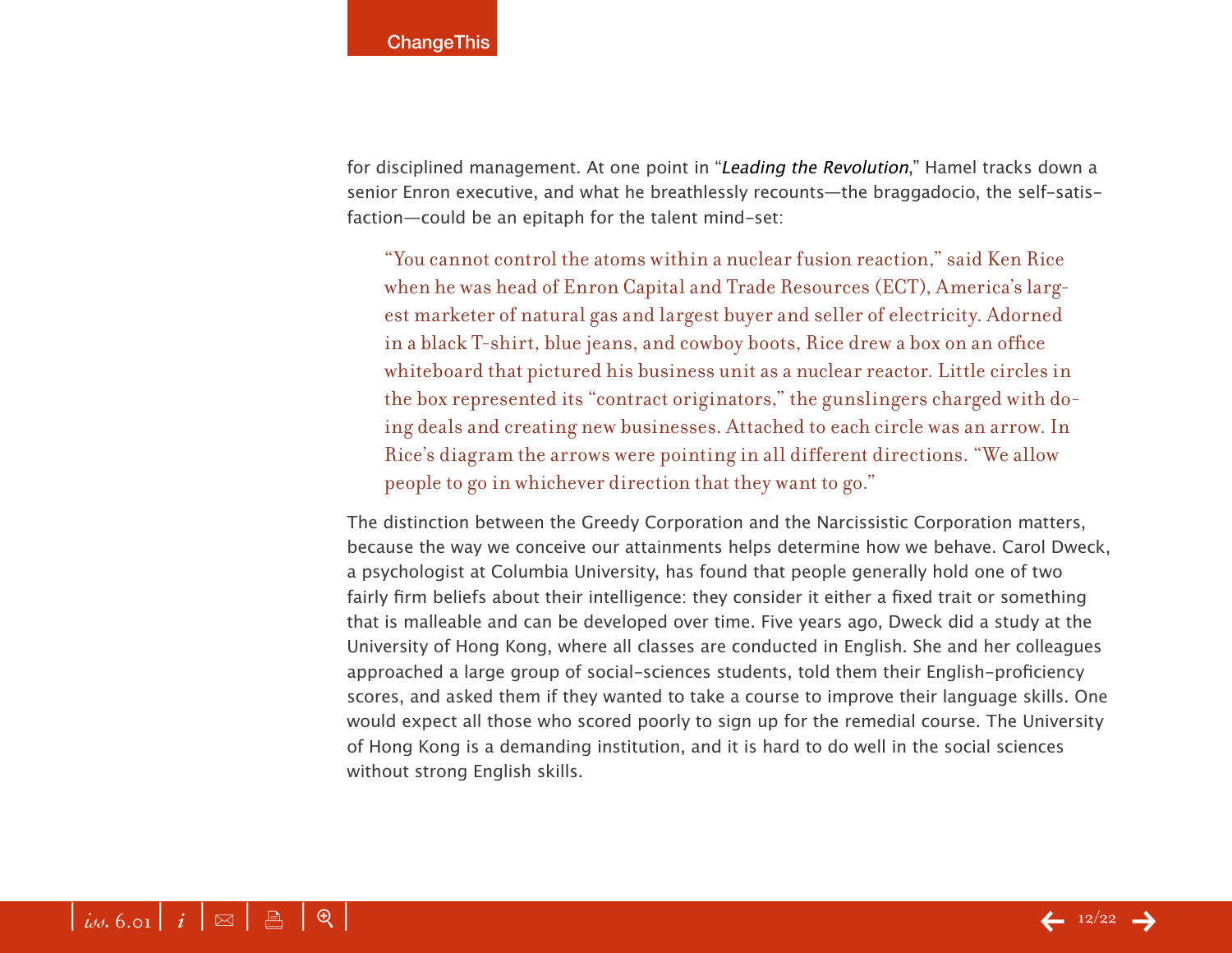for disciplined management. At one point in "*Leading the Revolution*," Hamel tracks down a senior Enron executive, and what he breathlessly recounts—the braggadocio, the self-satisfaction—could be an epitaph for the talent mind-set:

> "You cannot control the atoms within a nuclear fusion reaction," said Ken Rice when he was head of Enron Capital and Trade Resources (ECT), America's largest marketer of natural gas and largest buyer and seller of electricity. Adorned in a black T-shirt, blue jeans, and cowboy boots, Rice drew a box on an office whiteboard that pictured his business unit as a nuclear reactor. Little circles in the box represented its "contract originators," the gunslingers charged with doing deals and creating new businesses. Attached to each circle was an arrow. In Rice's diagram the arrows were pointing in all different directions. "We allow people to go in whichever direction that they want to go."

The distinction between the Greedy Corporation and the Narcissistic Corporation matters, because the way we conceive our attainments helps determine how we behave. Carol Dweck, a psychologist at Columbia University, has found that people generally hold one of two fairly firm beliefs about their intelligence: they consider it either a fixed trait or something that is malleable and can be developed over time. Five years ago, Dweck did a study at the University of Hong Kong, where all classes are conducted in English. She and her colleagues approached a large group of social-sciences students, told them their English-proficiency scores, and asked them if they wanted to take a course to improve their language skills. One would expect all those who scored poorly to sign up for the remedial course. The University of Hong Kong is a demanding institution, and it is hard to do well in the social sciences without strong English skills.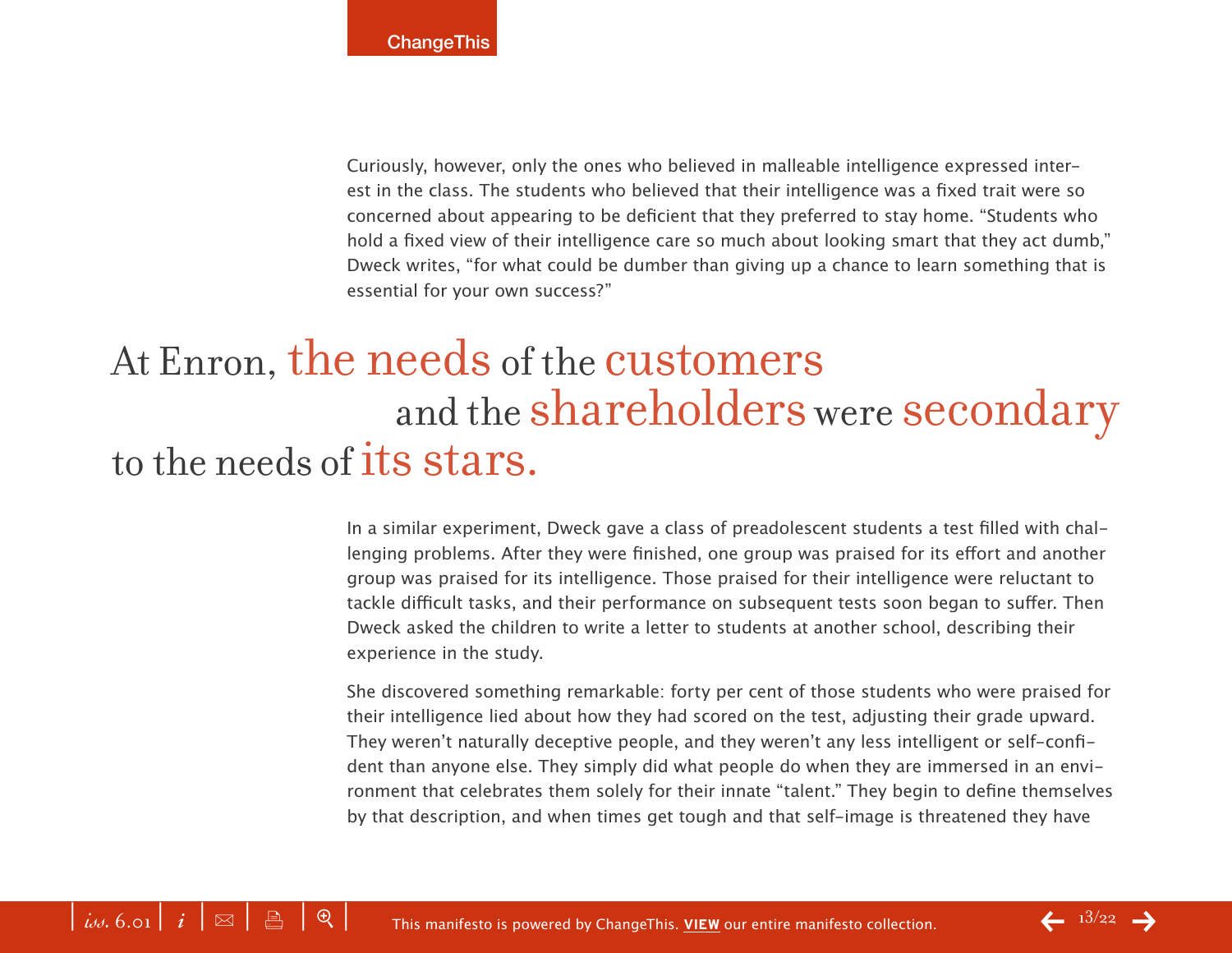Curiously, however, only the ones who believed in malleable intelligence expressed interest in the class. The students who believed that their intelligence was a fixed trait were so concerned about appearing to be deficient that they preferred to stay home. "Students who hold a fixed view of their intelligence care so much about looking smart that they act dumb," Dweck writes, "for what could be dumber than giving up a chance to learn something that is essential for your own success?"

## At Enron, the needs of the customers and the shareholders were secondary to the needs of its stars.

In a similar experiment, Dweck gave a class of preadolescent students a test filled with challenging problems. After they were finished, one group was praised for its effort and another group was praised for its intelligence. Those praised for their intelligence were reluctant to tackle difficult tasks, and their performance on subsequent tests soon began to suffer. Then Dweck asked the children to write a letter to students at another school, describing their experience in the study.

She discovered something remarkable: forty per cent of those students who were praised for their intelligence lied about how they had scored on the test, adjusting their grade upward. They weren't naturally deceptive people, and they weren't any less intelligent or self-confident than anyone else. They simply did what people do when they are immersed in an environment that celebrates them solely for their innate "talent." They begin to define themselves by that description, and when times get tough and that self-image is threatened they have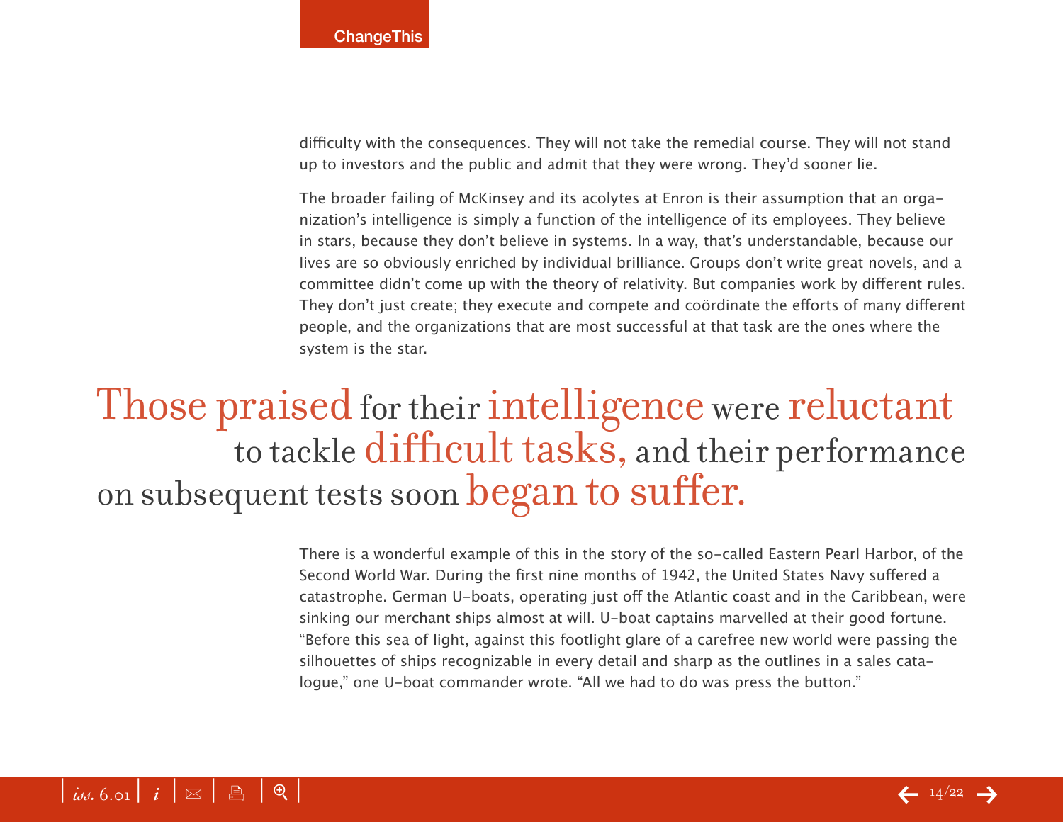difficulty with the consequences. They will not take the remedial course. They will not stand up to investors and the public and admit that they were wrong. They'd sooner lie.

The broader failing of McKinsey and its acolytes at Enron is their assumption that an organization's intelligence is simply a function of the intelligence of its employees. They believe in stars, because they don't believe in systems. In a way, that's understandable, because our lives are so obviously enriched by individual brilliance. Groups don't write great novels, and a committee didn't come up with the theory of relativity. But companies work by different rules. They don't just create; they execute and compete and coördinate the efforts of many different people, and the organizations that are most successful at that task are the ones where the system is the star.

> Those praised for their intelligence were reluctant to tackle difficult tasks, and their performance on subsequent tests soon began to suffer.

There is a wonderful example of this in the story of the so-called Eastern Pearl Harbor, of the Second World War. During the first nine months of 1942, the United States Navy suffered a catastrophe. German U-boats, operating just off the Atlantic coast and in the Caribbean, were sinking our merchant ships almost at will. U-boat captains marvelled at their good fortune. "Before this sea of light, against this footlight glare of a carefree new world were passing the silhouettes of ships recognizable in every detail and sharp as the outlines in a sales catalogue," one U-boat commander wrote. "All we had to do was press the button."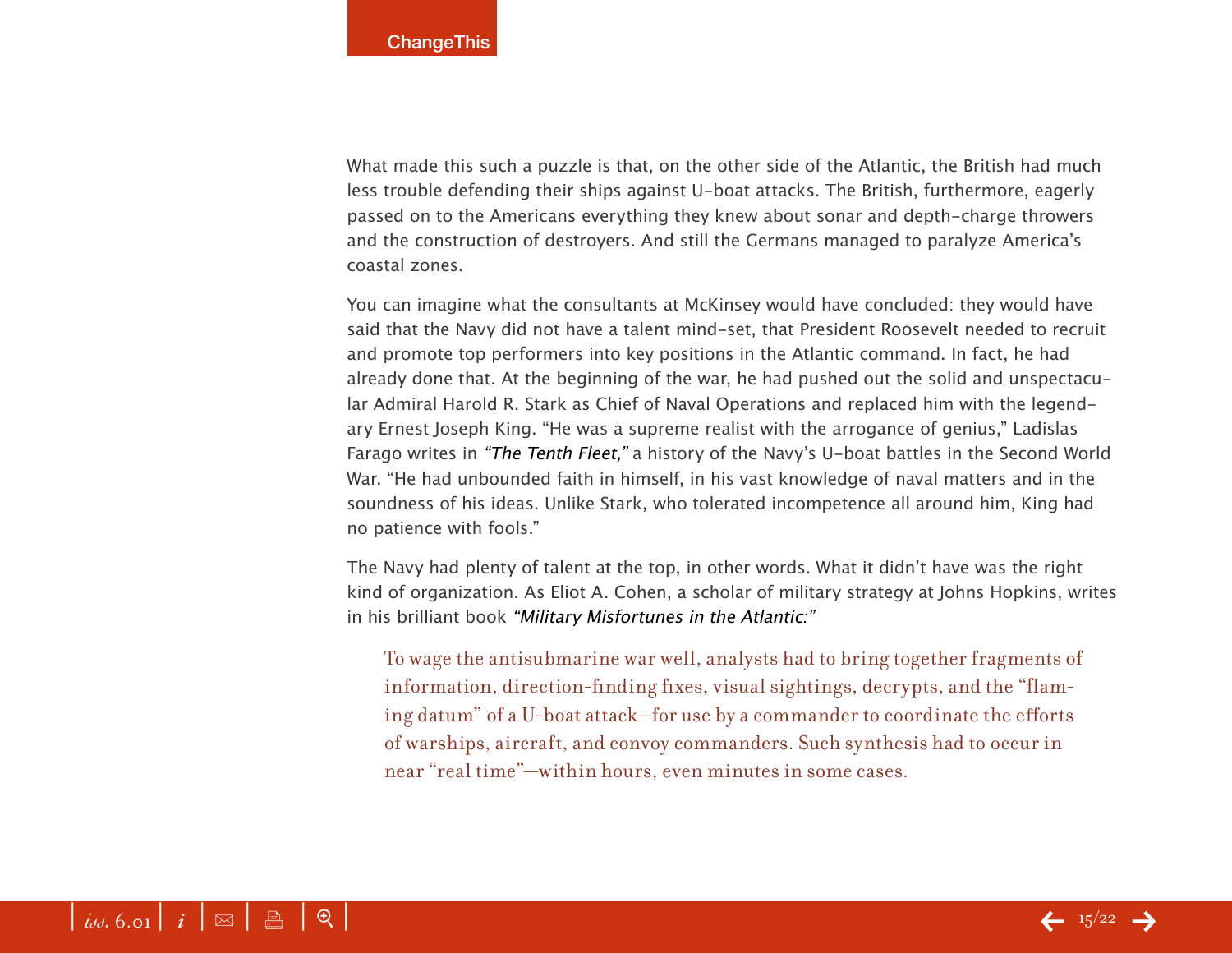What made this such a puzzle is that, on the other side of the Atlantic, the British had much less trouble defending their ships against U-boat attacks. The British, furthermore, eagerly passed on to the Americans everything they knew about sonar and depth-charge throwers and the construction of destroyers. And still the Germans managed to paralyze America's coastal zones.

You can imagine what the consultants at McKinsey would have concluded: they would have said that the Navy did not have a talent mind-set, that President Roosevelt needed to recruit and promote top performers into key positions in the Atlantic command. In fact, he had already done that. At the beginning of the war, he had pushed out the solid and unspectacular Admiral Harold R. Stark as Chief of Naval Operations and replaced him with the legendary Ernest Joseph King. "He was a supreme realist with the arrogance of genius," Ladislas Farago writes in *"The Tenth Fleet,"* a history of the Navy's U-boat battles in the Second World War. "He had unbounded faith in himself, in his vast knowledge of naval matters and in the soundness of his ideas. Unlike Stark, who tolerated incompetence all around him, King had no patience with fools."

The Navy had plenty of talent at the top, in other words. What it didn't have was the right kind of organization. As Eliot A. Cohen, a scholar of military strategy at Johns Hopkins, writes in his brilliant book *"Military Misfortunes in the Atlantic:"*

> To wage the antisubmarine war well, analysts had to bring together fragments of information, direction-finding fixes, visual sightings, decrypts, and the "flaming datum" of a U-boat attack—for use by a commander to coordinate the efforts of warships, aircraft, and convoy commanders. Such synthesis had to occur in near "real time"—within hours, even minutes in some cases.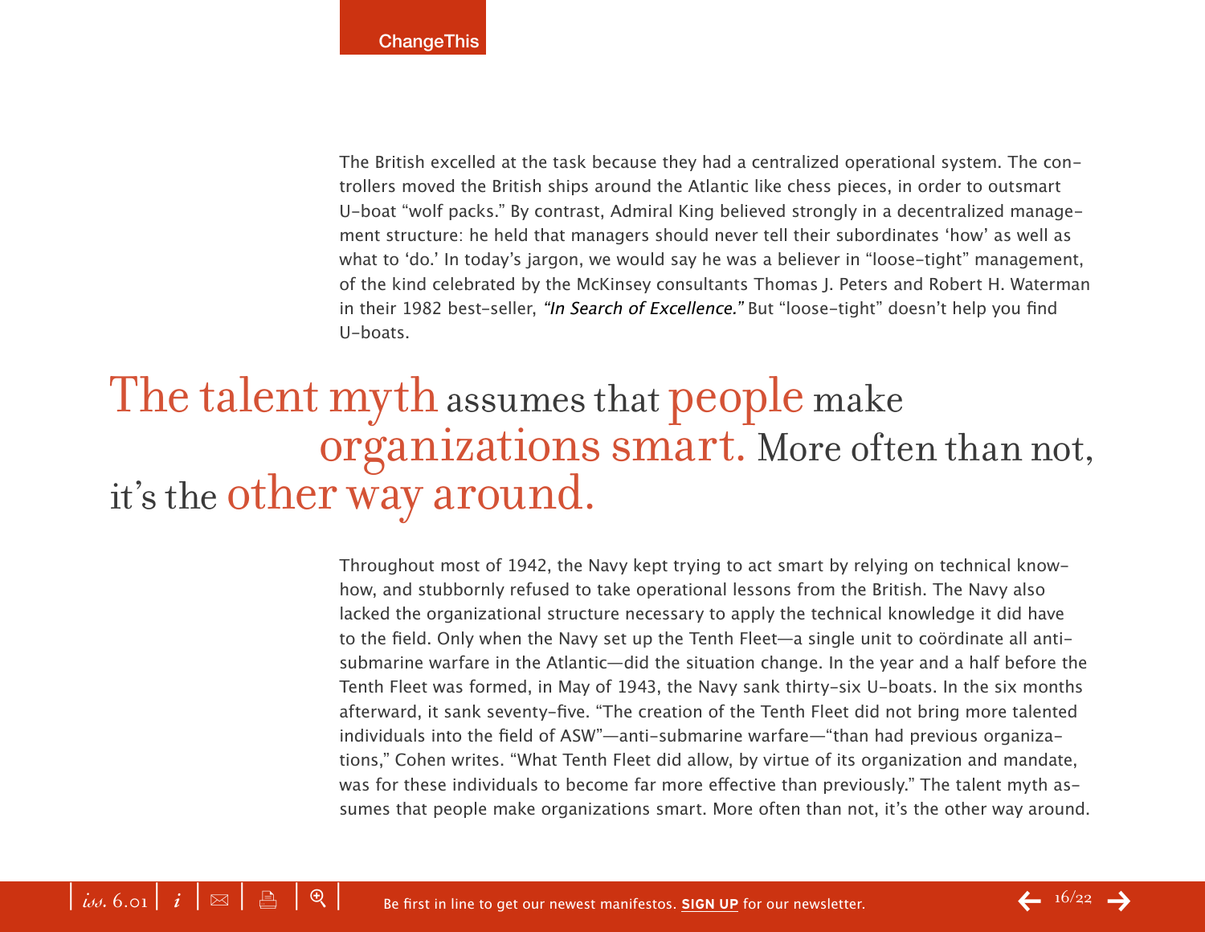The British excelled at the task because they had a centralized operational system. The controllers moved the British ships around the Atlantic like chess pieces, in order to outsmart U-boat "wolf packs." By contrast, Admiral King believed strongly in a decentralized management structure: he held that managers should never tell their subordinates 'how' as well as what to 'do.' In today's jargon, we would say he was a believer in "loose-tight" management, of the kind celebrated by the McKinsey consultants Thomas J. Peters and Robert H. Waterman in their 1982 best-seller, *"In Search of Excellence."* But "loose-tight" doesn't help you find U-boats.

> The talent myth assumes that people make organizations smart. More often than not, it's the other way around.

Throughout most of 1942, the Navy kept trying to act smart by relying on technical know-how, and stubbornly refused to take operational lessons from the British. The Navy also lacked the organizational structure necessary to apply the technical knowledge it did have to the field. Only when the Navy set up the Tenth Fleet—a single unit to coördinate all anti-submarine warfare in the Atlantic—did the situation change. In the year and a half before the Tenth Fleet was formed, in May of 1943, the Navy sank thirty-six U-boats. In the six months afterward, it sank seventy-five. "The creation of the Tenth Fleet did not bring more talented individuals into the field of ASW"—anti-submarine warfare—"than had previous organizations," Cohen writes. "What Tenth Fleet did allow, by virtue of its organization and mandate, was for these individuals to become far more effective than previously." The talent myth assumes that people make organizations smart. More often than not, it's the other way around.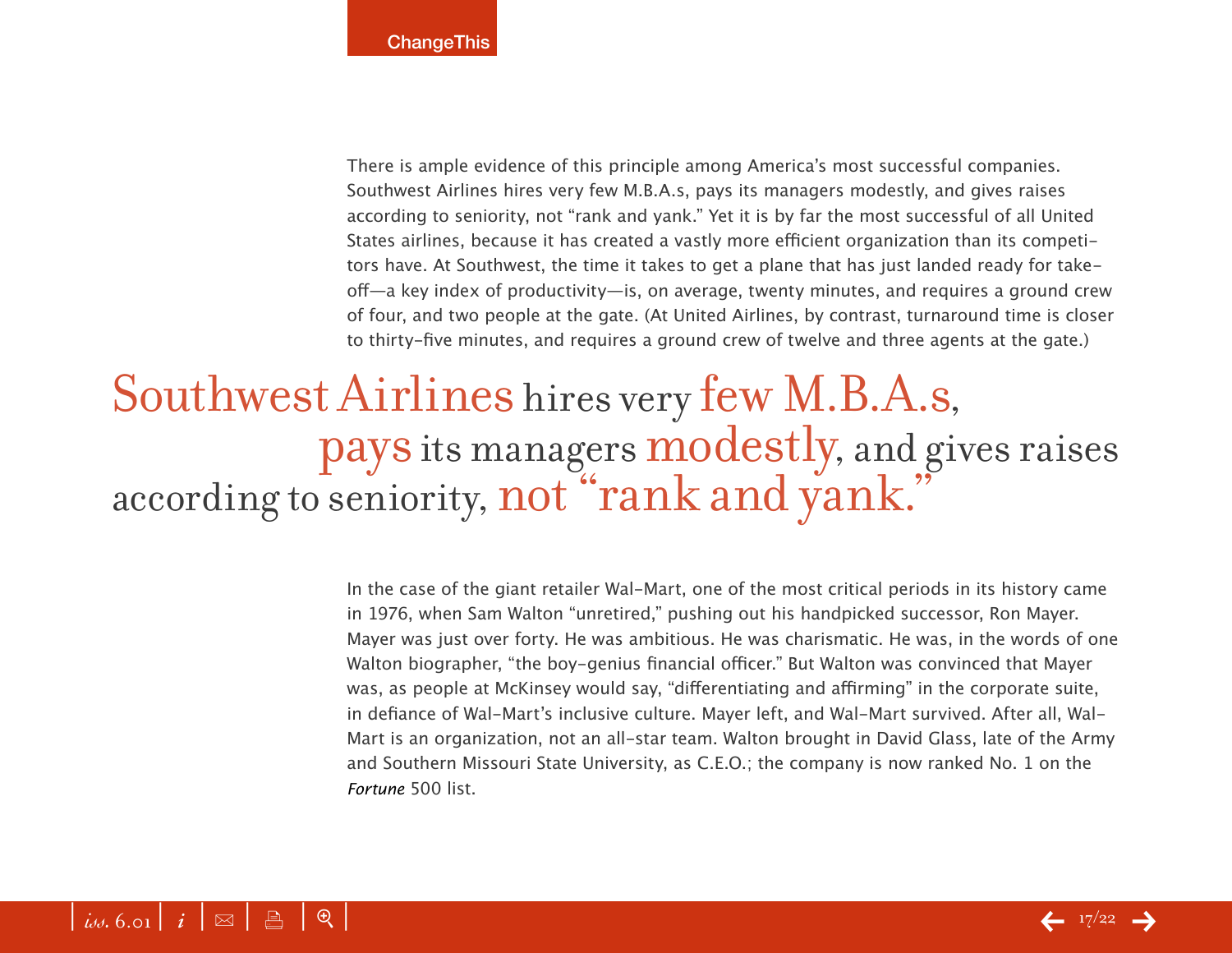There is ample evidence of this principle among America's most successful companies. Southwest Airlines hires very few M.B.A.s, pays its managers modestly, and gives raises according to seniority, not "rank and yank." Yet it is by far the most successful of all United States airlines, because it has created a vastly more efficient organization than its competitors have. At Southwest, the time it takes to get a plane that has just landed ready for take-off—a key index of productivity—is, on average, twenty minutes, and requires a ground crew of four, and two people at the gate. (At United Airlines, by contrast, turnaround time is closer to thirty-five minutes, and requires a ground crew of twelve and three agents at the gate.)

> Southwest Airlines hires very few M.B.A.s, pays its managers modestly, and gives raises according to seniority, not "rank and yank."

In the case of the giant retailer Wal-Mart, one of the most critical periods in its history came in 1976, when Sam Walton "unretired," pushing out his handpicked successor, Ron Mayer. Mayer was just over forty. He was ambitious. He was charismatic. He was, in the words of one Walton biographer, "the boy-genius financial officer." But Walton was convinced that Mayer was, as people at McKinsey would say, "differentiating and affirming" in the corporate suite, in defiance of Wal-Mart's inclusive culture. Mayer left, and Wal-Mart survived. After all, Wal-Mart is an organization, not an all-star team. Walton brought in David Glass, late of the Army and Southern Missouri State University, as C.E.O.; the company is now ranked No. 1 on the *Fortune* 500 list.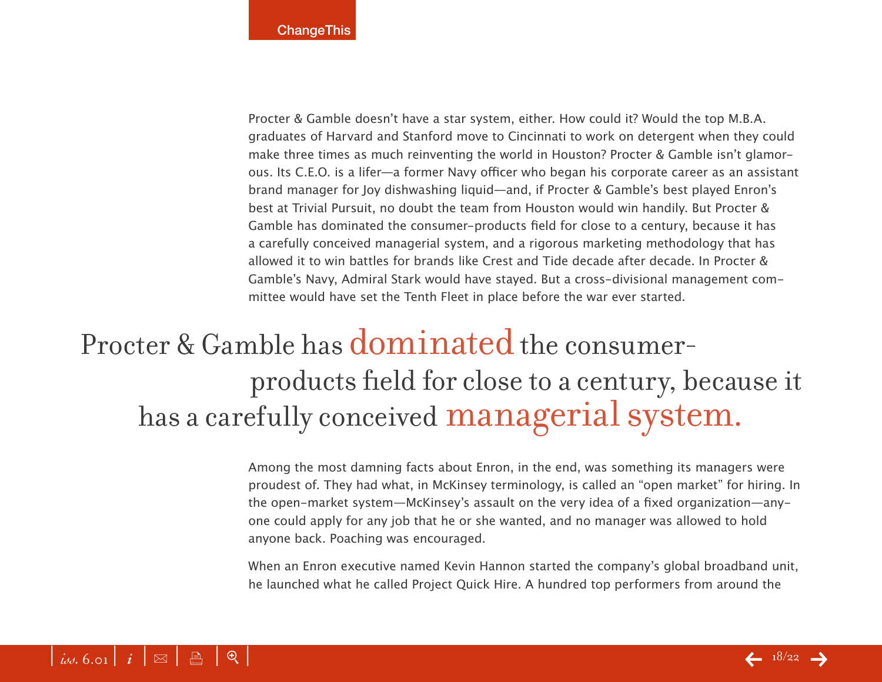Procter & Gamble doesn't have a star system, either. How could it? Would the top M.B.A. graduates of Harvard and Stanford move to Cincinnati to work on detergent when they could make three times as much reinventing the world in Houston? Procter & Gamble isn't glamorous. Its C.E.O. is a lifer—a former Navy officer who began his corporate career as an assistant brand manager for Joy dishwashing liquid—and, if Procter & Gamble's best played Enron's best at Trivial Pursuit, no doubt the team from Houston would win handily. But Procter & Gamble has dominated the consumer-products field for close to a century, because it has a carefully conceived managerial system, and a rigorous marketing methodology that has allowed it to win battles for brands like Crest and Tide decade after decade. In Procter & Gamble's Navy, Admiral Stark would have stayed. But a cross-divisional management committee would have set the Tenth Fleet in place before the war ever started.

> Procter & Gamble has **dominated** the consumer-products field for close to a century, because it has a carefully conceived **managerial system.**

Among the most damning facts about Enron, in the end, was something its managers were proudest of. They had what, in McKinsey terminology, is called an "open market" for hiring. In the open-market system—McKinsey's assault on the very idea of a fixed organization—anyone could apply for any job that he or she wanted, and no manager was allowed to hold anyone back. Poaching was encouraged.

When an Enron executive named Kevin Hannon started the company's global broadband unit, he launched what he called Project Quick Hire. A hundred top performers from around the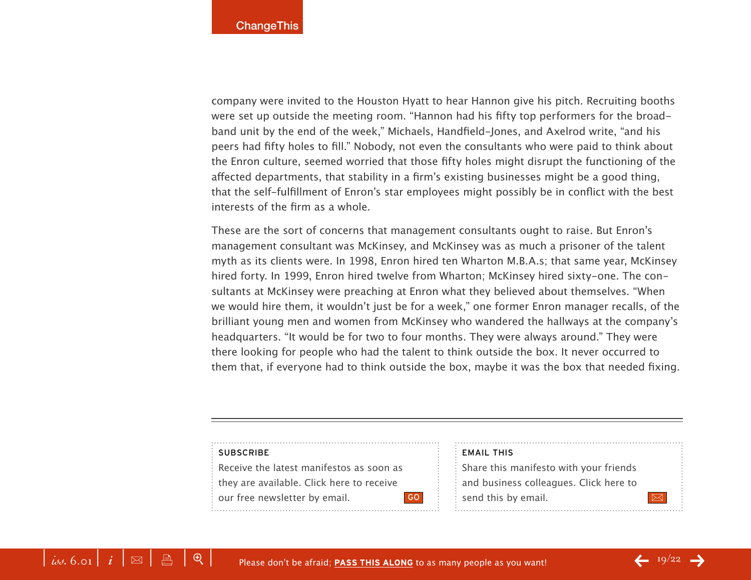company were invited to the Houston Hyatt to hear Hannon give his pitch. Recruiting booths were set up outside the meeting room. "Hannon had his fifty top performers for the broadband unit by the end of the week," Michaels, Handfield-Jones, and Axelrod write, "and his peers had fifty holes to fill." Nobody, not even the consultants who were paid to think about the Enron culture, seemed worried that those fifty holes might disrupt the functioning of the affected departments, that stability in a firm's existing businesses might be a good thing, that the self-fulfillment of Enron's star employees might possibly be in conflict with the best interests of the firm as a whole.

These are the sort of concerns that management consultants ought to raise. But Enron's management consultant was McKinsey, and McKinsey was as much a prisoner of the talent myth as its clients were. In 1998, Enron hired ten Wharton M.B.A.s; that same year, McKinsey hired forty. In 1999, Enron hired twelve from Wharton; McKinsey hired sixty-one. The consultants at McKinsey were preaching at Enron what they believed about themselves. "When we would hire them, it wouldn't just be for a week," one former Enron manager recalls, of the brilliant young men and women from McKinsey who wandered the hallways at the company's headquarters. "It would be for two to four months. They were always around." They were there looking for people who had the talent to think outside the box. It never occurred to them that, if everyone had to think outside the box, maybe it was the box that needed fixing.

---

**SUBSCRIBE**
Receive the latest manifestos as soon as they are available. Click here to receive our free newsletter by email. GO

**EMAIL THIS**
Share this manifesto with your friends and business colleagues. Click here to send this by email.

Please don't be afraid; **PASS THIS ALONG** to as many people as you want!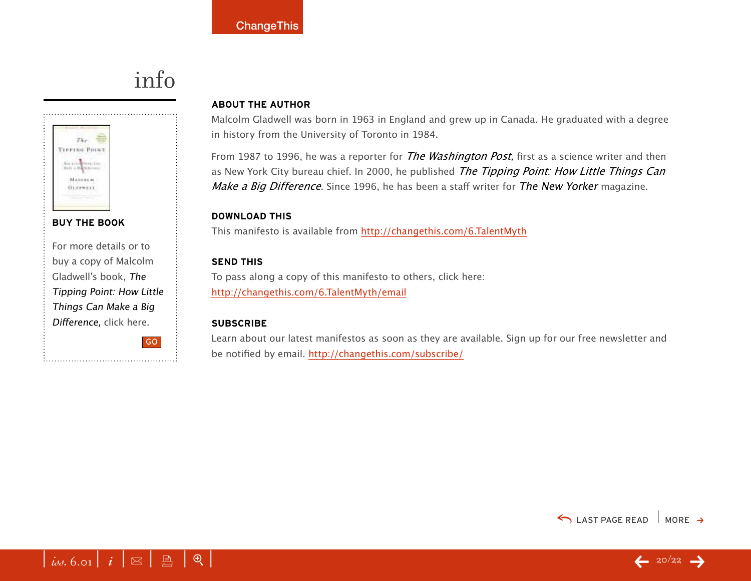# info

**BUY THE BOOK**

For more details or to buy a copy of Malcolm Gladwell's book, *The Tipping Point: How Little Things Can Make a Big Difference,* click here.

GO

**ABOUT THE AUTHOR**

Malcolm Gladwell was born in 1963 in England and grew up in Canada. He graduated with a degree in history from the University of Toronto in 1984.

From 1987 to 1996, he was a reporter for *The Washington Post,* first as a science writer and then as New York City bureau chief. In 2000, he published *The Tipping Point: How Little Things Can Make a Big Difference*. Since 1996, he has been a staff writer for *The New Yorker* magazine.

**DOWNLOAD THIS**

This manifesto is available from http://changethis.com/6.TalentMyth

**SEND THIS**

To pass along a copy of this manifesto to others, click here: http://changethis.com/6.TalentMyth/email

**SUBSCRIBE**

Learn about our latest manifestos as soon as they are available. Sign up for our free newsletter and be notified by email. http://changethis.com/subscribe/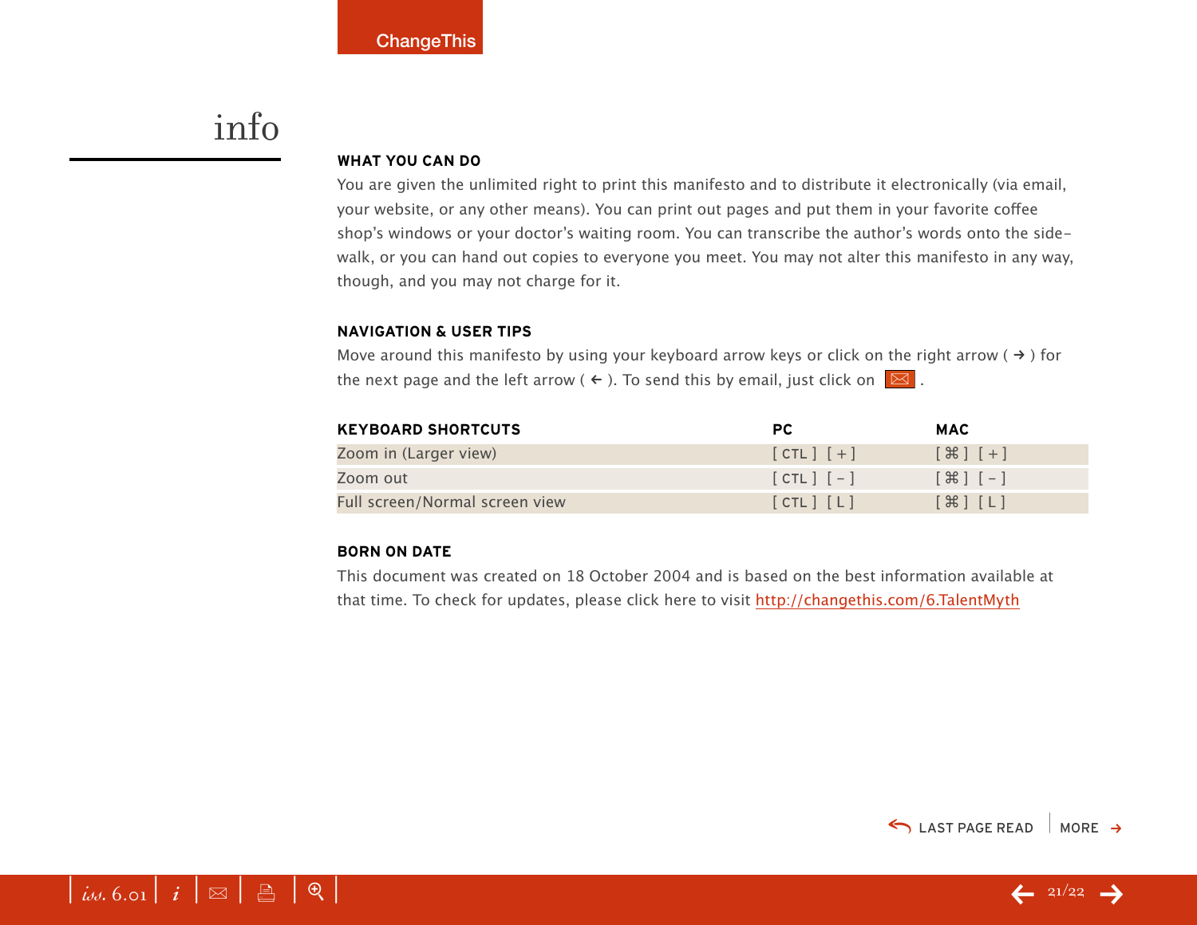# info

## WHAT YOU CAN DO

You are given the unlimited right to print this manifesto and to distribute it electronically (via email, your website, or any other means). You can print out pages and put them in your favorite coffee shop's windows or your doctor's waiting room. You can transcribe the author's words onto the sidewalk, or you can hand out copies to everyone you meet. You may not alter this manifesto in any way, though, and you may not charge for it.

## NAVIGATION & USER TIPS

Move around this manifesto by using your keyboard arrow keys or click on the right arrow ( → ) for the next page and the left arrow ( ← ). To send this by email, just click on ✉ .

| KEYBOARD SHORTCUTS | PC | MAC |
|---|---|---|
| Zoom in (Larger view) | [ CTL ] [ + ] | [ ⌘ ] [ + ] |
| Zoom out | [ CTL ] [ – ] | [ ⌘ ] [ – ] |
| Full screen/Normal screen view | [ CTL ] [ L ] | [ ⌘ ] [ L ] |

## BORN ON DATE

This document was created on 18 October 2004 and is based on the best information available at that time. To check for updates, please click here to visit http://changethis.com/6.TalentMyth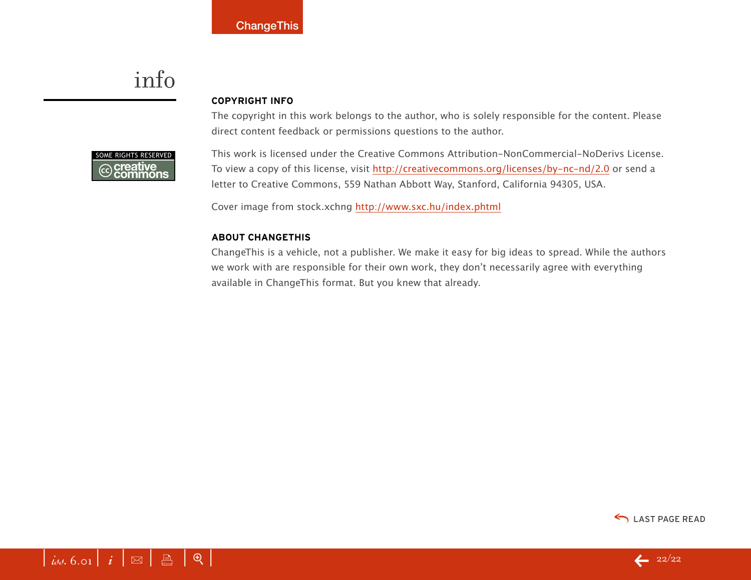# info

## COPYRIGHT INFO

The copyright in this work belongs to the author, who is solely responsible for the content. Please direct content feedback or permissions questions to the author.

SOME RIGHTS RESERVED creative commons

This work is licensed under the Creative Commons Attribution-NonCommercial-NoDerivs License. To view a copy of this license, visit http://creativecommons.org/licenses/by-nc-nd/2.0 or send a letter to Creative Commons, 559 Nathan Abbott Way, Stanford, California 94305, USA.

Cover image from stock.xchng http://www.sxc.hu/index.phtml

## ABOUT CHANGETHIS

ChangeThis is a vehicle, not a publisher. We make it easy for big ideas to spread. While the authors we work with are responsible for their own work, they don't necessarily agree with everything available in ChangeThis format. But you knew that already.